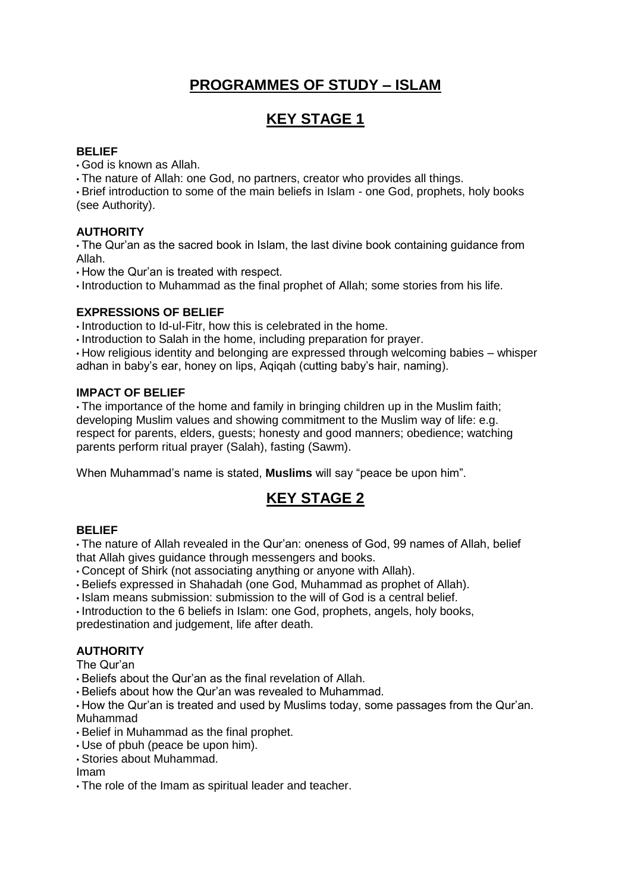# PROGRAMMES OF STUDY – ISLAM

## KEY STAGE 1

### BELIEF

- God is known as Allah.
- The nature of Allah: one God, no partners, creator who provides all things.
- Brief introduction to some of the main beliefs in Islam - one God, prophets, holy books (see Authority).

### AUTHORITY

- The Qur'an as the sacred book in Islam, the last divine book containing guidance from Allah.
- How the Qur'an is treated with respect.
- Introduction to Muhammad as the final prophet of Allah; some stories from his life.

### EXPRESSIONS OF BELIEF

- Introduction to Id-ul-Fitr, how this is celebrated in the home.
- Introduction to Salah in the home, including preparation for prayer.
- How religious identity and belonging are expressed through welcoming babies – whisper adhan in baby's ear, honey on lips, Aqiqah (cutting baby's hair, naming).

### IMPACT OF BELIEF

- The importance of the home and family in bringing children up in the Muslim faith; developing Muslim values and showing commitment to the Muslim way of life: e.g. respect for parents, elders, guests; honesty and good manners; obedience; watching parents perform ritual prayer (Salah), fasting (Sawm).

When Muhammad's name is stated, **Muslims** will say "peace be upon him".

## KEY STAGE 2

### BELIEF

- The nature of Allah revealed in the Qur'an: oneness of God, 99 names of Allah, belief that Allah gives guidance through messengers and books.
- Concept of Shirk (not associating anything or anyone with Allah).
- Beliefs expressed in Shahadah (one God, Muhammad as prophet of Allah).
- Islam means submission: submission to the will of God is a central belief.
- Introduction to the 6 beliefs in Islam: one God, prophets, angels, holy books, predestination and judgement, life after death.

### AUTHORITY

The Qur'an

- Beliefs about the Qur'an as the final revelation of Allah.
- Beliefs about how the Qur'an was revealed to Muhammad.
- How the Qur'an is treated and used by Muslims today, some passages from the Qur'an.

Muhammad

- Belief in Muhammad as the final prophet.
- Use of pbuh (peace be upon him).
- Stories about Muhammad.

Imam

- The role of the Imam as spiritual leader and teacher.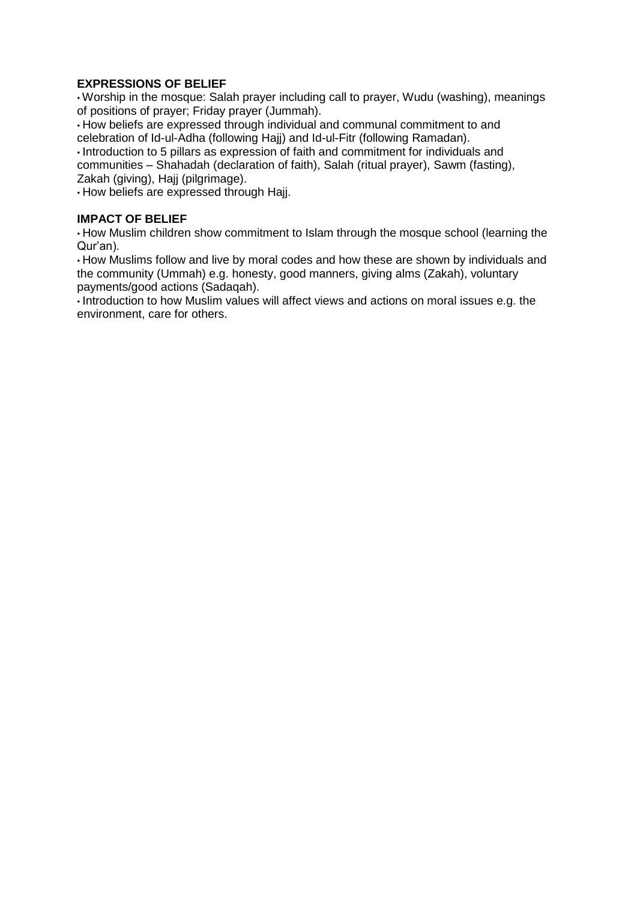**EXPRESSIONS OF BELIEF**

- Worship in the mosque: Salah prayer including call to prayer, Wudu (washing), meanings of positions of prayer; Friday prayer (Jummah).
- How beliefs are expressed through individual and communal commitment to and celebration of Id-ul-Adha (following Hajj) and Id-ul-Fitr (following Ramadan).
- Introduction to 5 pillars as expression of faith and commitment for individuals and communities – Shahadah (declaration of faith), Salah (ritual prayer), Sawm (fasting), Zakah (giving), Hajj (pilgrimage).
- How beliefs are expressed through Hajj.

**IMPACT OF BELIEF**

- How Muslim children show commitment to Islam through the mosque school (learning the Qur'an).
- How Muslims follow and live by moral codes and how these are shown by individuals and the community (Ummah) e.g. honesty, good manners, giving alms (Zakah), voluntary payments/good actions (Sadaqah).
- Introduction to how Muslim values will affect views and actions on moral issues e.g. the environment, care for others.